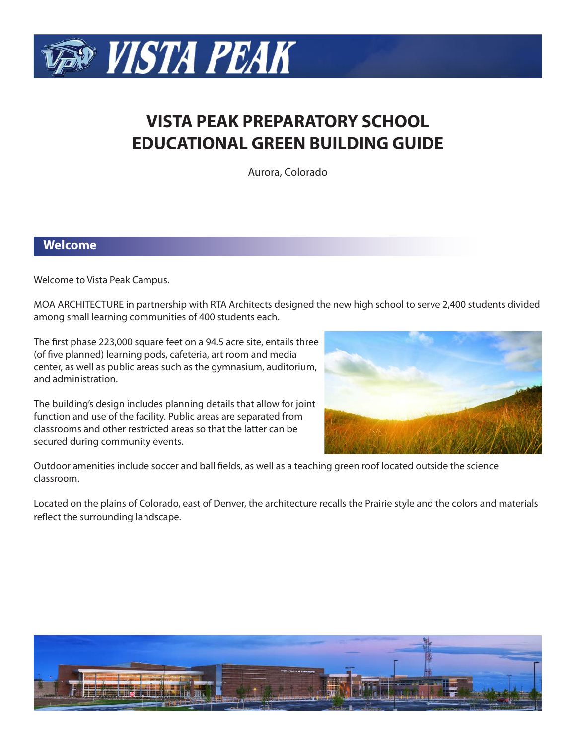# VISTA PEAK PREPARATORY SCHOOL EDUCATIONAL GREEN BUILDING GUIDE

Aurora, Colorado

## Welcome

Welcome to Vista Peak Campus.

MOA ARCHITECTURE in partnership with RTA Architects designed the new high school to serve 2,400 students divided among small learning communities of 400 students each.

The first phase 223,000 square feet on a 94.5 acre site, entails three (of five planned) learning pods, cafeteria, art room and media center, as well as public areas such as the gymnasium, auditorium, and administration.

The building's design includes planning details that allow for joint function and use of the facility. Public areas are separated from classrooms and other restricted areas so that the latter can be secured during community events.

Outdoor amenities include soccer and ball fields, as well as a teaching green roof located outside the science classroom.

Located on the plains of Colorado, east of Denver, the architecture recalls the Prairie style and the colors and materials reflect the surrounding landscape.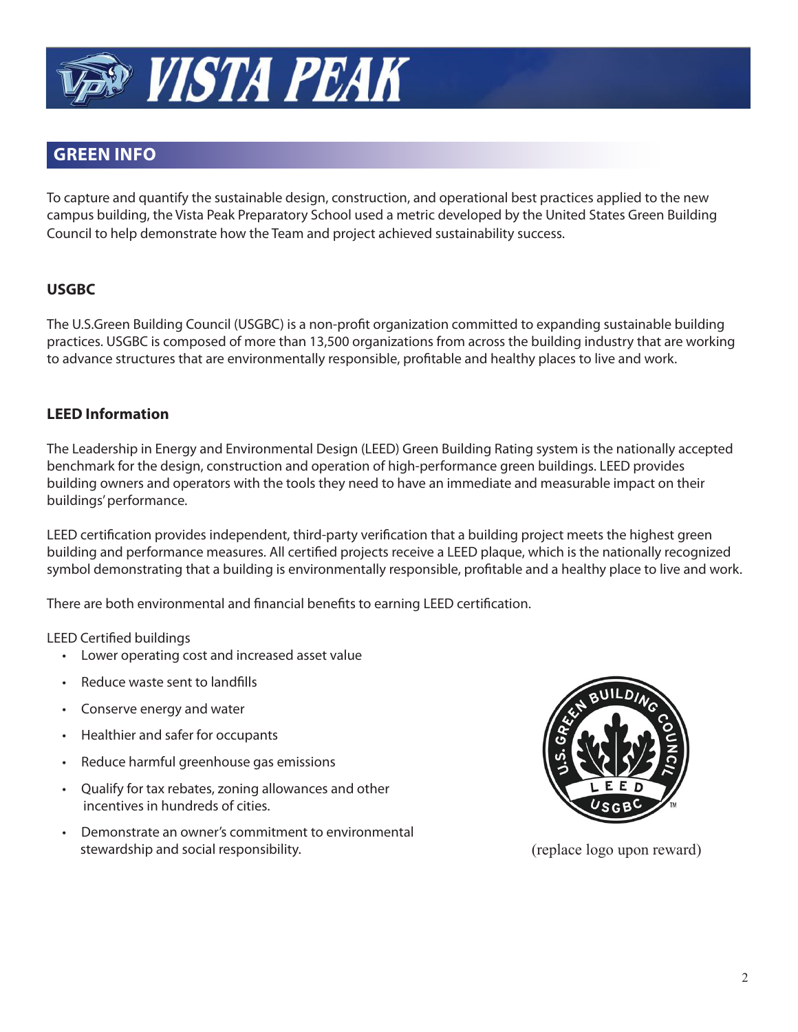# VISTA PEAK

## GREEN INFO

To capture and quantify the sustainable design, construction, and operational best practices applied to the new campus building, the Vista Peak Preparatory School used a metric developed by the United States Green Building Council to help demonstrate how the Team and project achieved sustainability success.

### USGBC

The U.S.Green Building Council (USGBC) is a non-profit organization committed to expanding sustainable building practices. USGBC is composed of more than 13,500 organizations from across the building industry that are working to advance structures that are environmentally responsible, profitable and healthy places to live and work.

### LEED Information

The Leadership in Energy and Environmental Design (LEED) Green Building Rating system is the nationally accepted benchmark for the design, construction and operation of high-performance green buildings. LEED provides building owners and operators with the tools they need to have an immediate and measurable impact on their buildings' performance.

LEED certification provides independent, third-party verification that a building project meets the highest green building and performance measures. All certified projects receive a LEED plaque, which is the nationally recognized symbol demonstrating that a building is environmentally responsible, profitable and a healthy place to live and work.

There are both environmental and financial benefits to earning LEED certification.

LEED Certified buildings

- Lower operating cost and increased asset value
- Reduce waste sent to landfills
- Conserve energy and water
- Healthier and safer for occupants
- Reduce harmful greenhouse gas emissions
- Qualify for tax rebates, zoning allowances and other incentives in hundreds of cities.
- Demonstrate an owner's commitment to environmental stewardship and social responsibility.

(replace logo upon reward)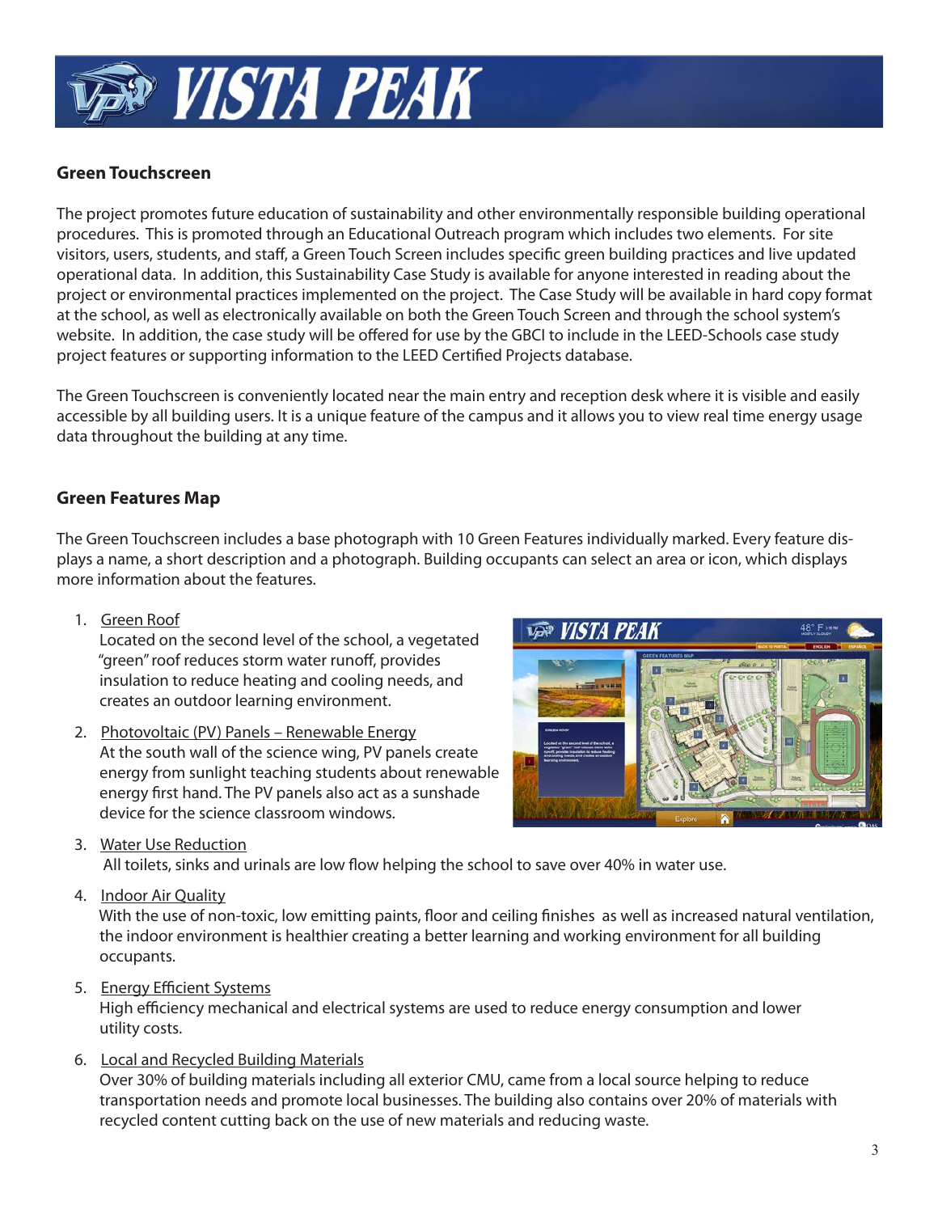## Green Touchscreen

The project promotes future education of sustainability and other environmentally responsible building operational procedures. This is promoted through an Educational Outreach program which includes two elements. For site visitors, users, students, and staff, a Green Touch Screen includes specific green building practices and live updated operational data. In addition, this Sustainability Case Study is available for anyone interested in reading about the project or environmental practices implemented on the project. The Case Study will be available in hard copy format at the school, as well as electronically available on both the Green Touch Screen and through the school system's website. In addition, the case study will be offered for use by the GBCI to include in the LEED-Schools case study project features or supporting information to the LEED Certified Projects database.

The Green Touchscreen is conveniently located near the main entry and reception desk where it is visible and easily accessible by all building users. It is a unique feature of the campus and it allows you to view real time energy usage data throughout the building at any time.

## Green Features Map

The Green Touchscreen includes a base photograph with 10 Green Features individually marked. Every feature displays a name, a short description and a photograph. Building occupants can select an area or icon, which displays more information about the features.

1. Green Roof
   Located on the second level of the school, a vegetated "green" roof reduces storm water runoff, provides insulation to reduce heating and cooling needs, and creates an outdoor learning environment.

2. Photovoltaic (PV) Panels – Renewable Energy
   At the south wall of the science wing, PV panels create energy from sunlight teaching students about renewable energy first hand. The PV panels also act as a sunshade device for the science classroom windows.

3. Water Use Reduction
   All toilets, sinks and urinals are low flow helping the school to save over 40% in water use.

4. Indoor Air Quality
   With the use of non-toxic, low emitting paints, floor and ceiling finishes as well as increased natural ventilation, the indoor environment is healthier creating a better learning and working environment for all building occupants.

5. Energy Efficient Systems
   High efficiency mechanical and electrical systems are used to reduce energy consumption and lower utility costs.

6. Local and Recycled Building Materials
   Over 30% of building materials including all exterior CMU, came from a local source helping to reduce transportation needs and promote local businesses. The building also contains over 20% of materials with recycled content cutting back on the use of new materials and reducing waste.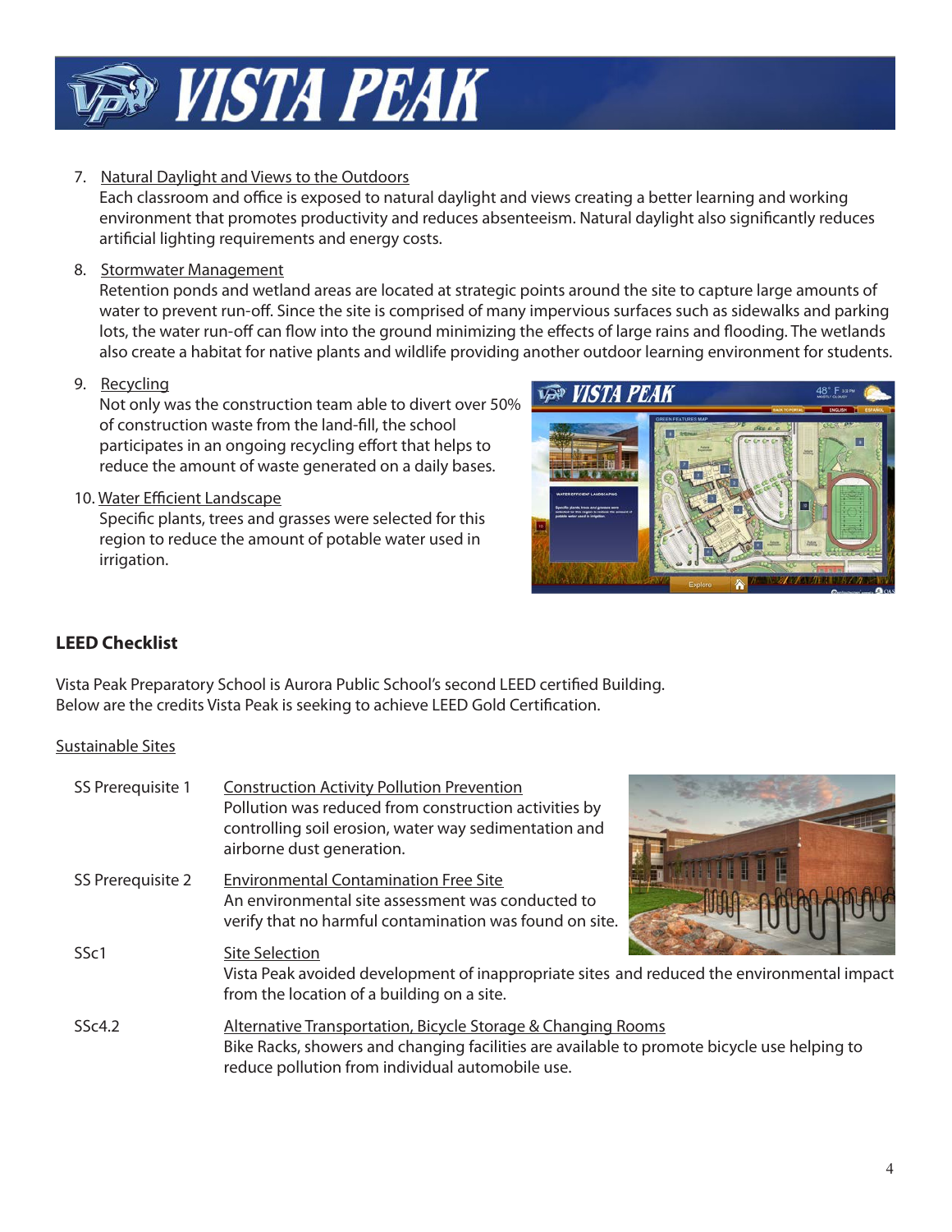7. Natural Daylight and Views to the Outdoors
   Each classroom and office is exposed to natural daylight and views creating a better learning and working environment that promotes productivity and reduces absenteeism. Natural daylight also significantly reduces artificial lighting requirements and energy costs.

8. Stormwater Management
   Retention ponds and wetland areas are located at strategic points around the site to capture large amounts of water to prevent run-off. Since the site is comprised of many impervious surfaces such as sidewalks and parking lots, the water run-off can flow into the ground minimizing the effects of large rains and flooding. The wetlands also create a habitat for native plants and wildlife providing another outdoor learning environment for students.

9. Recycling
   Not only was the construction team able to divert over 50% of construction waste from the land-fill, the school participates in an ongoing recycling effort that helps to reduce the amount of waste generated on a daily bases.

10. Water Efficient Landscape
    Specific plants, trees and grasses were selected for this region to reduce the amount of potable water used in irrigation.

### LEED Checklist

Vista Peak Preparatory School is Aurora Public School's second LEED certified Building. Below are the credits Vista Peak is seeking to achieve LEED Gold Certification.

Sustainable Sites

| | |
|---|---|
| SS Prerequisite 1 | Construction Activity Pollution Prevention<br>Pollution was reduced from construction activities by controlling soil erosion, water way sedimentation and airborne dust generation. |
| SS Prerequisite 2 | Environmental Contamination Free Site<br>An environmental site assessment was conducted to verify that no harmful contamination was found on site. |
| SSc1 | Site Selection<br>Vista Peak avoided development of inappropriate sites and reduced the environmental impact from the location of a building on a site. |
| SSc4.2 | Alternative Transportation, Bicycle Storage & Changing Rooms<br>Bike Racks, showers and changing facilities are available to promote bicycle use helping to reduce pollution from individual automobile use. |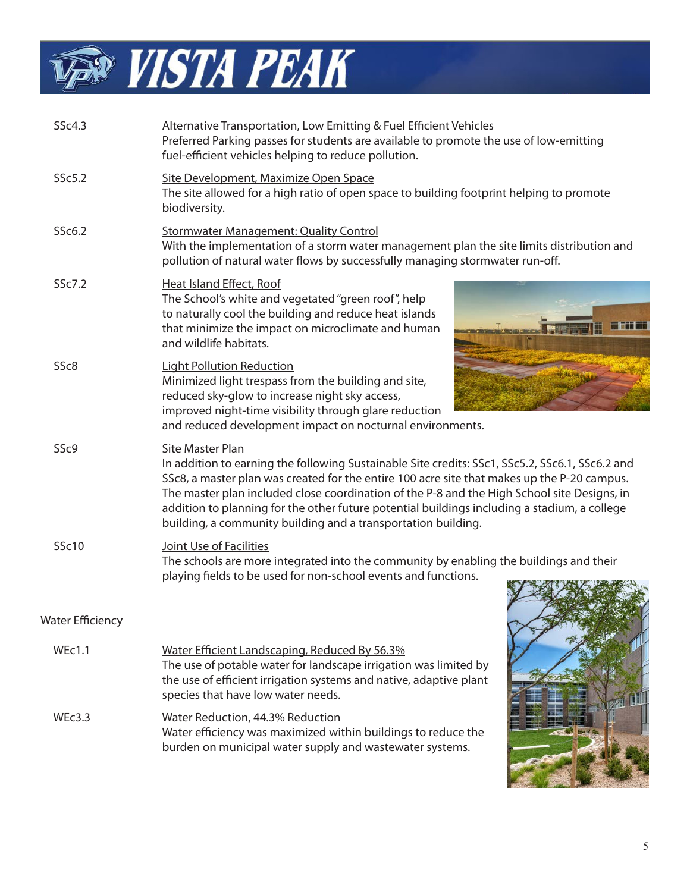SSc4.3 — Alternative Transportation, Low Emitting & Fuel Efficient Vehicles
Preferred Parking passes for students are available to promote the use of low-emitting fuel-efficient vehicles helping to reduce pollution.

SSc5.2 — Site Development, Maximize Open Space
The site allowed for a high ratio of open space to building footprint helping to promote biodiversity.

SSc6.2 — Stormwater Management: Quality Control
With the implementation of a storm water management plan the site limits distribution and pollution of natural water flows by successfully managing stormwater run-off.

SSc7.2 — Heat Island Effect, Roof
The School's white and vegetated "green roof", help to naturally cool the building and reduce heat islands that minimize the impact on microclimate and human and wildlife habitats.

SSc8 — Light Pollution Reduction
Minimized light trespass from the building and site, reduced sky-glow to increase night sky access, improved night-time visibility through glare reduction and reduced development impact on nocturnal environments.

SSc9 — Site Master Plan
In addition to earning the following Sustainable Site credits: SSc1, SSc5.2, SSc6.1, SSc6.2 and SSc8, a master plan was created for the entire 100 acre site that makes up the P-20 campus. The master plan included close coordination of the P-8 and the High School site Designs, in addition to planning for the other future potential buildings including a stadium, a college building, a community building and a transportation building.

SSc10 — Joint Use of Facilities
The schools are more integrated into the community by enabling the buildings and their playing fields to be used for non-school events and functions.

## Water Efficiency

WEc1.1 — Water Efficient Landscaping, Reduced By 56.3%
The use of potable water for landscape irrigation was limited by the use of efficient irrigation systems and native, adaptive plant species that have low water needs.

WEc3.3 — Water Reduction, 44.3% Reduction
Water efficiency was maximized within buildings to reduce the burden on municipal water supply and wastewater systems.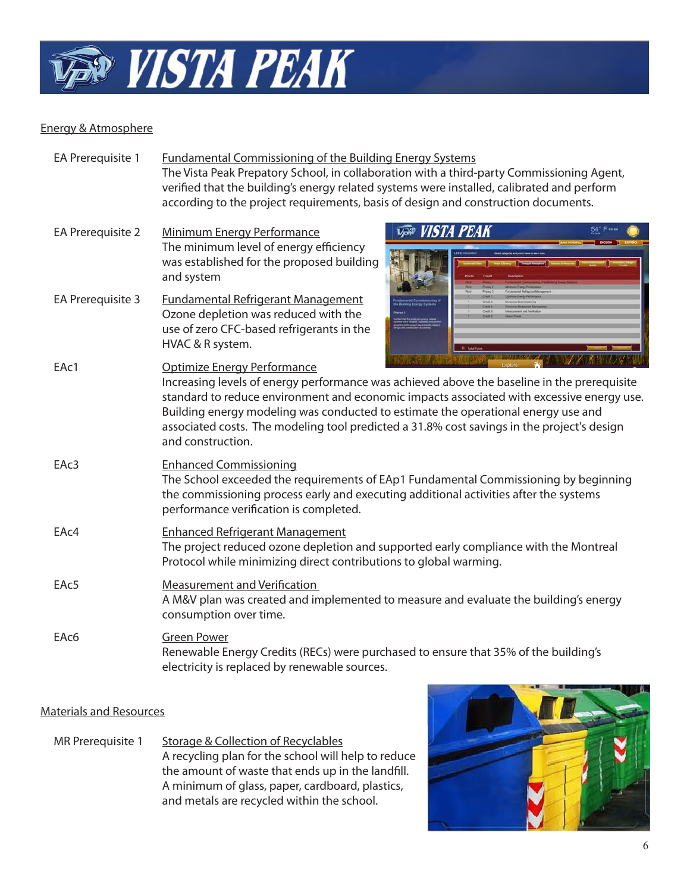## Energy & Atmosphere

**EA Prerequisite 1** — Fundamental Commissioning of the Building Energy Systems
The Vista Peak Prepatory School, in collaboration with a third-party Commissioning Agent, verified that the building's energy related systems were installed, calibrated and perform according to the project requirements, basis of design and construction documents.

**EA Prerequisite 2** — Minimum Energy Performance
The minimum level of energy efficiency was established for the proposed building and system

**EA Prerequisite 3** — Fundamental Refrigerant Management
Ozone depletion was reduced with the use of zero CFC-based refrigerants in the HVAC & R system.

**EAc1** — Optimize Energy Performance
Increasing levels of energy performance was achieved above the baseline in the prerequisite standard to reduce environment and economic impacts associated with excessive energy use. Building energy modeling was conducted to estimate the operational energy use and associated costs. The modeling tool predicted a 31.8% cost savings in the project's design and construction.

**EAc3** — Enhanced Commissioning
The School exceeded the requirements of EAp1 Fundamental Commissioning by beginning the commissioning process early and executing additional activities after the systems performance verification is completed.

**EAc4** — Enhanced Refrigerant Management
The project reduced ozone depletion and supported early compliance with the Montreal Protocol while minimizing direct contributions to global warming.

**EAc5** — Measurement and Verification
A M&V plan was created and implemented to measure and evaluate the building's energy consumption over time.

**EAc6** — Green Power
Renewable Energy Credits (RECs) were purchased to ensure that 35% of the building's electricity is replaced by renewable sources.

## Materials and Resources

**MR Prerequisite 1** — Storage & Collection of Recyclables
A recycling plan for the school will help to reduce the amount of waste that ends up in the landfill. A minimum of glass, paper, cardboard, plastics, and metals are recycled within the school.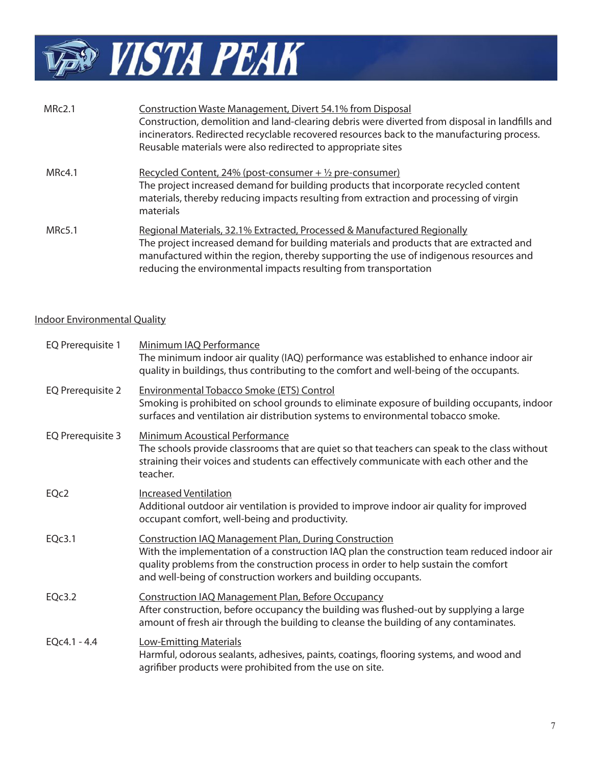| | |
|---|---|
| MRc2.1 | <u>Construction Waste Management, Divert 54.1% from Disposal</u><br>Construction, demolition and land-clearing debris were diverted from disposal in landfills and incinerators. Redirected recyclable recovered resources back to the manufacturing process. Reusable materials were also redirected to appropriate sites |
| MRc4.1 | <u>Recycled Content, 24% (post-consumer + ½ pre-consumer)</u><br>The project increased demand for building products that incorporate recycled content materials, thereby reducing impacts resulting from extraction and processing of virgin materials |
| MRc5.1 | <u>Regional Materials, 32.1% Extracted, Processed & Manufactured Regionally</u><br>The project increased demand for building materials and products that are extracted and manufactured within the region, thereby supporting the use of indigenous resources and reducing the environmental impacts resulting from transportation |

## <u>Indoor Environmental Quality</u>

| | |
|---|---|
| EQ Prerequisite 1 | <u>Minimum IAQ Performance</u><br>The minimum indoor air quality (IAQ) performance was established to enhance indoor air quality in buildings, thus contributing to the comfort and well-being of the occupants. |
| EQ Prerequisite 2 | <u>Environmental Tobacco Smoke (ETS) Control</u><br>Smoking is prohibited on school grounds to eliminate exposure of building occupants, indoor surfaces and ventilation air distribution systems to environmental tobacco smoke. |
| EQ Prerequisite 3 | <u>Minimum Acoustical Performance</u><br>The schools provide classrooms that are quiet so that teachers can speak to the class without straining their voices and students can effectively communicate with each other and the teacher. |
| EQc2 | <u>Increased Ventilation</u><br>Additional outdoor air ventilation is provided to improve indoor air quality for improved occupant comfort, well-being and productivity. |
| EQc3.1 | <u>Construction IAQ Management Plan, During Construction</u><br>With the implementation of a construction IAQ plan the construction team reduced indoor air quality problems from the construction process in order to help sustain the comfort and well-being of construction workers and building occupants. |
| EQc3.2 | <u>Construction IAQ Management Plan, Before Occupancy</u><br>After construction, before occupancy the building was flushed-out by supplying a large amount of fresh air through the building to cleanse the building of any contaminates. |
| EQc4.1 - 4.4 | <u>Low-Emitting Materials</u><br>Harmful, odorous sealants, adhesives, paints, coatings, flooring systems, and wood and agrifiber products were prohibited from the use on site. |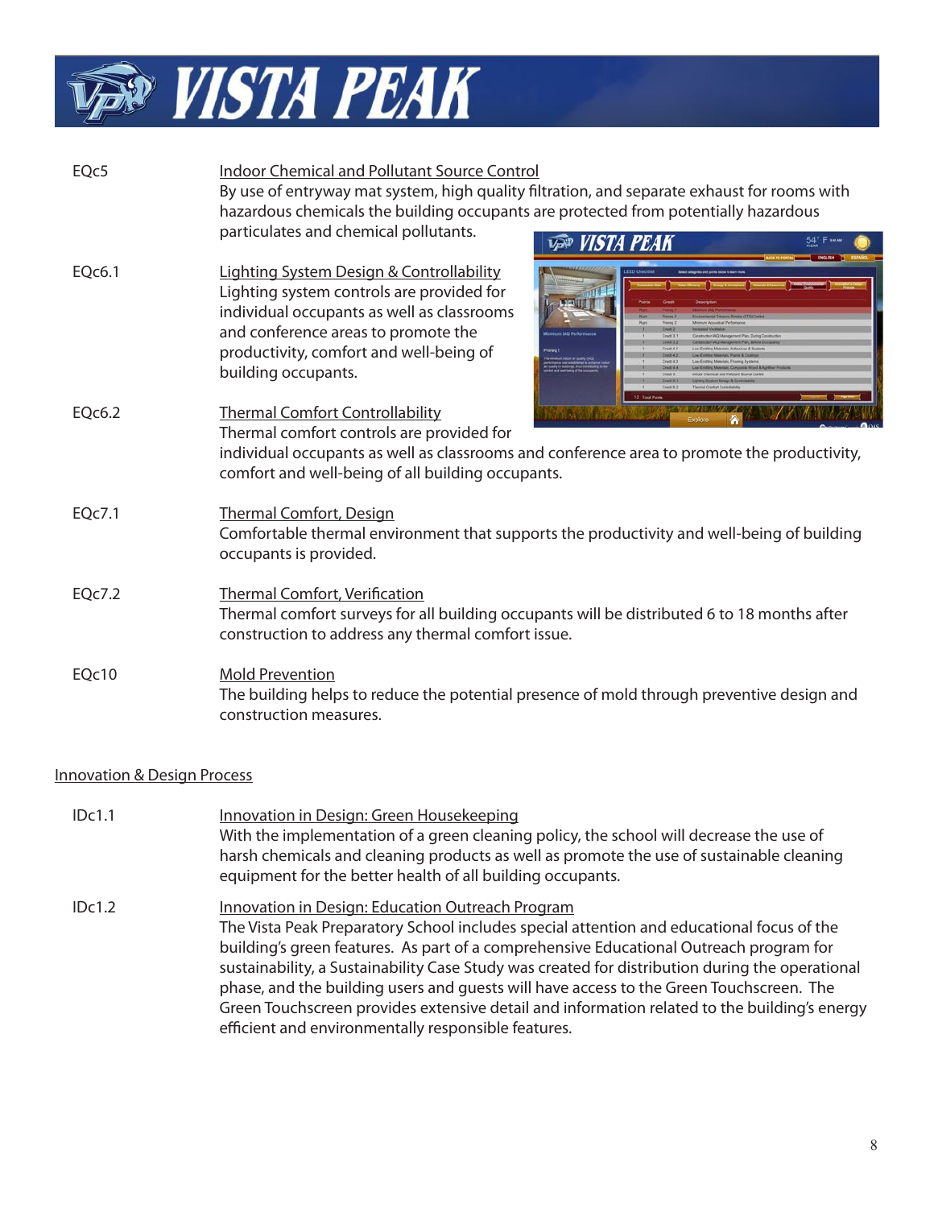EQc5 **Indoor Chemical and Pollutant Source Control**
By use of entryway mat system, high quality filtration, and separate exhaust for rooms with hazardous chemicals the building occupants are protected from potentially hazardous particulates and chemical pollutants.

EQc6.1 **Lighting System Design & Controllability**
Lighting system controls are provided for individual occupants as well as classrooms and conference areas to promote the productivity, comfort and well-being of building occupants.

EQc6.2 **Thermal Comfort Controllability**
Thermal comfort controls are provided for individual occupants as well as classrooms and conference area to promote the productivity, comfort and well-being of all building occupants.

EQc7.1 **Thermal Comfort, Design**
Comfortable thermal environment that supports the productivity and well-being of building occupants is provided.

EQc7.2 **Thermal Comfort, Verification**
Thermal comfort surveys for all building occupants will be distributed 6 to 18 months after construction to address any thermal comfort issue.

EQc10 **Mold Prevention**
The building helps to reduce the potential presence of mold through preventive design and construction measures.

## Innovation & Design Process

IDc1.1 **Innovation in Design: Green Housekeeping**
With the implementation of a green cleaning policy, the school will decrease the use of harsh chemicals and cleaning products as well as promote the use of sustainable cleaning equipment for the better health of all building occupants.

IDc1.2 **Innovation in Design: Education Outreach Program**
The Vista Peak Preparatory School includes special attention and educational focus of the building's green features. As part of a comprehensive Educational Outreach program for sustainability, a Sustainability Case Study was created for distribution during the operational phase, and the building users and guests will have access to the Green Touchscreen. The Green Touchscreen provides extensive detail and information related to the building's energy efficient and environmentally responsible features.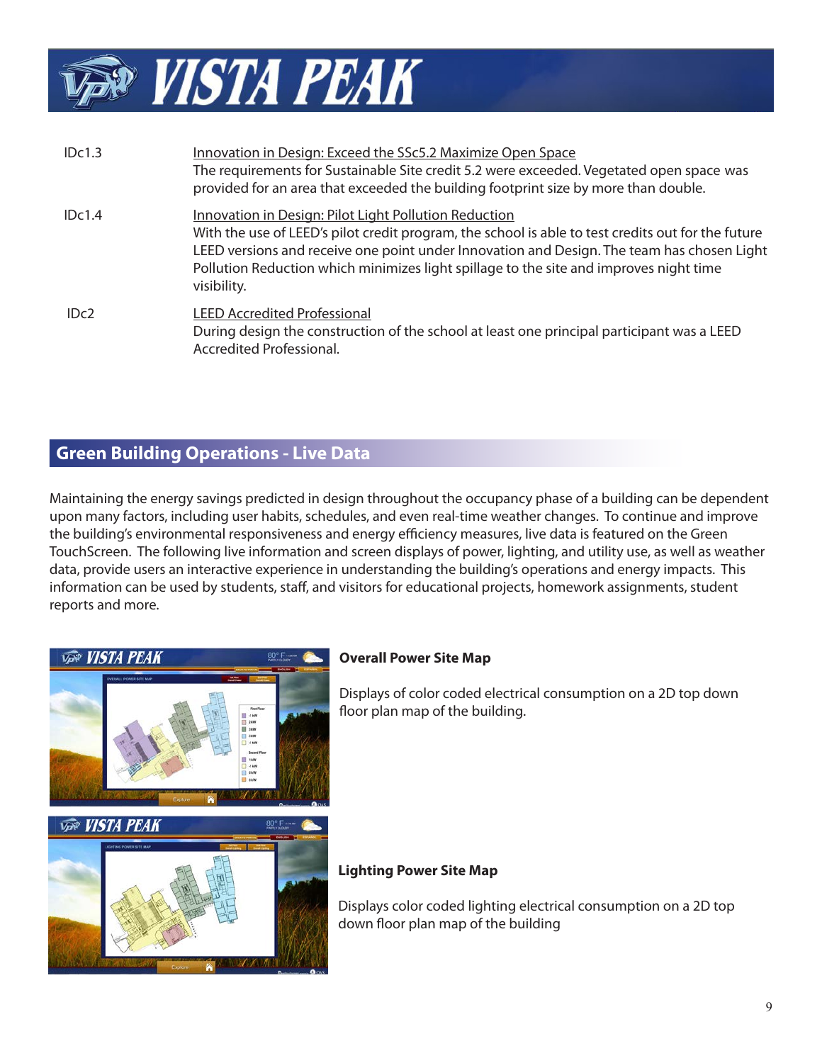| | |
|---|---|
| IDc1.3 | Innovation in Design: Exceed the SSc5.2 Maximize Open Space<br>The requirements for Sustainable Site credit 5.2 were exceeded. Vegetated open space was provided for an area that exceeded the building footprint size by more than double. |
| IDc1.4 | Innovation in Design: Pilot Light Pollution Reduction<br>With the use of LEED's pilot credit program, the school is able to test credits out for the future LEED versions and receive one point under Innovation and Design. The team has chosen Light Pollution Reduction which minimizes light spillage to the site and improves night time visibility. |
| IDc2 | LEED Accredited Professional<br>During design the construction of the school at least one principal participant was a LEED Accredited Professional. |

## Green Building Operations - Live Data

Maintaining the energy savings predicted in design throughout the occupancy phase of a building can be dependent upon many factors, including user habits, schedules, and even real-time weather changes. To continue and improve the building's environmental responsiveness and energy efficiency measures, live data is featured on the Green TouchScreen. The following live information and screen displays of power, lighting, and utility use, as well as weather data, provide users an interactive experience in understanding the building's operations and energy impacts. This information can be used by students, staff, and visitors for educational projects, homework assignments, student reports and more.

**Overall Power Site Map**

Displays of color coded electrical consumption on a 2D top down floor plan map of the building.

**Lighting Power Site Map**

Displays color coded lighting electrical consumption on a 2D top down floor plan map of the building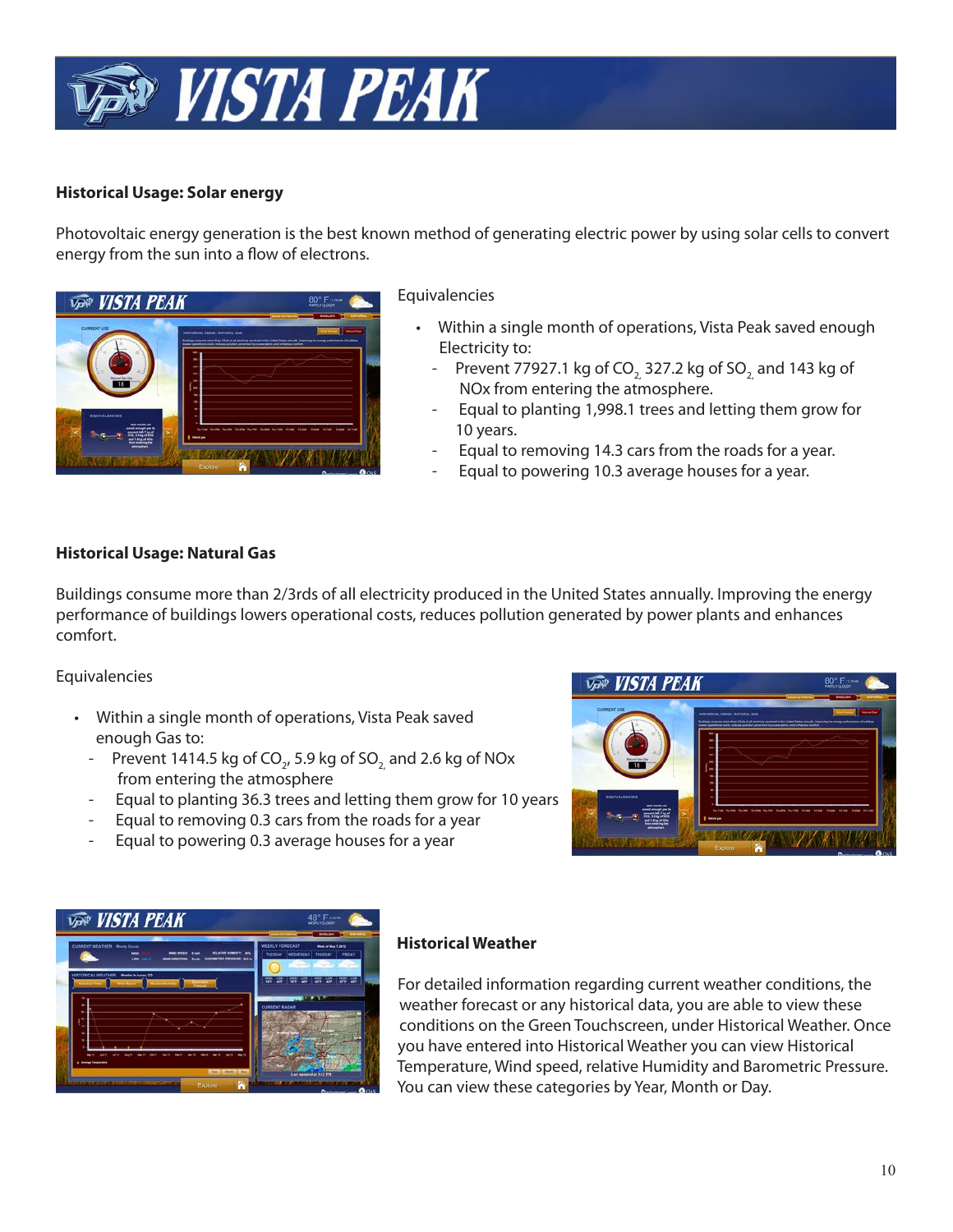## Historical Usage: Solar energy

Photovoltaic energy generation is the best known method of generating electric power by using solar cells to convert energy from the sun into a flow of electrons.

Equivalencies

- Within a single month of operations, Vista Peak saved enough Electricity to:
  - Prevent 77927.1 kg of $CO_2$, 327.2 kg of $SO_2$ and 143 kg of NOx from entering the atmosphere.
  - Equal to planting 1,998.1 trees and letting them grow for 10 years.
  - Equal to removing 14.3 cars from the roads for a year.
  - Equal to powering 10.3 average houses for a year.

## Historical Usage: Natural Gas

Buildings consume more than 2/3rds of all electricity produced in the United States annually. Improving the energy performance of buildings lowers operational costs, reduces pollution generated by power plants and enhances comfort.

Equivalencies

- Within a single month of operations, Vista Peak saved enough Gas to:
  - Prevent 1414.5 kg of $CO_2$, 5.9 kg of $SO_2$ and 2.6 kg of NOx from entering the atmosphere
  - Equal to planting 36.3 trees and letting them grow for 10 years
  - Equal to removing 0.3 cars from the roads for a year
  - Equal to powering 0.3 average houses for a year

## Historical Weather

For detailed information regarding current weather conditions, the weather forecast or any historical data, you are able to view these conditions on the Green Touchscreen, under Historical Weather. Once you have entered into Historical Weather you can view Historical Temperature, Wind speed, relative Humidity and Barometric Pressure. You can view these categories by Year, Month or Day.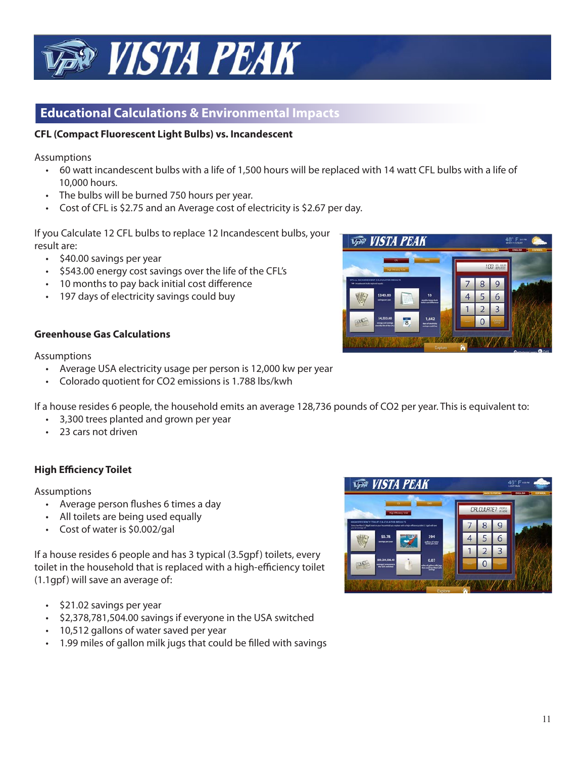## Educational Calculations & Environmental Impacts

**CFL (Compact Fluorescent Light Bulbs) vs. Incandescent**

Assumptions

- 60 watt incandescent bulbs with a life of 1,500 hours will be replaced with 14 watt CFL bulbs with a life of 10,000 hours.
- The bulbs will be burned 750 hours per year.
- Cost of CFL is $2.75 and an Average cost of electricity is $2.67 per day.

If you Calculate 12 CFL bulbs to replace 12 Incandescent bulbs, your result are:

- $40.00 savings per year
- $543.00 energy cost savings over the life of the CFL's
- 10 months to pay back initial cost difference
- 197 days of electricity savings could buy

**Greenhouse Gas Calculations**

Assumptions

- Average USA electricity usage per person is 12,000 kw per year
- Colorado quotient for CO2 emissions is 1.788 lbs/kwh

If a house resides 6 people, the household emits an average 128,736 pounds of CO2 per year. This is equivalent to:

- 3,300 trees planted and grown per year
- 23 cars not driven

**High Efficiency Toilet**

Assumptions

- Average person flushes 6 times a day
- All toilets are being used equally
- Cost of water is $0.002/gal

If a house resides 6 people and has 3 typical (3.5gpf) toilets, every toilet in the household that is replaced with a high-efficiency toilet (1.1gpf) will save an average of:

- $21.02 savings per year
- $2,378,781,504.00 savings if everyone in the USA switched
- 10,512 gallons of water saved per year
- 1.99 miles of gallon milk jugs that could be filled with savings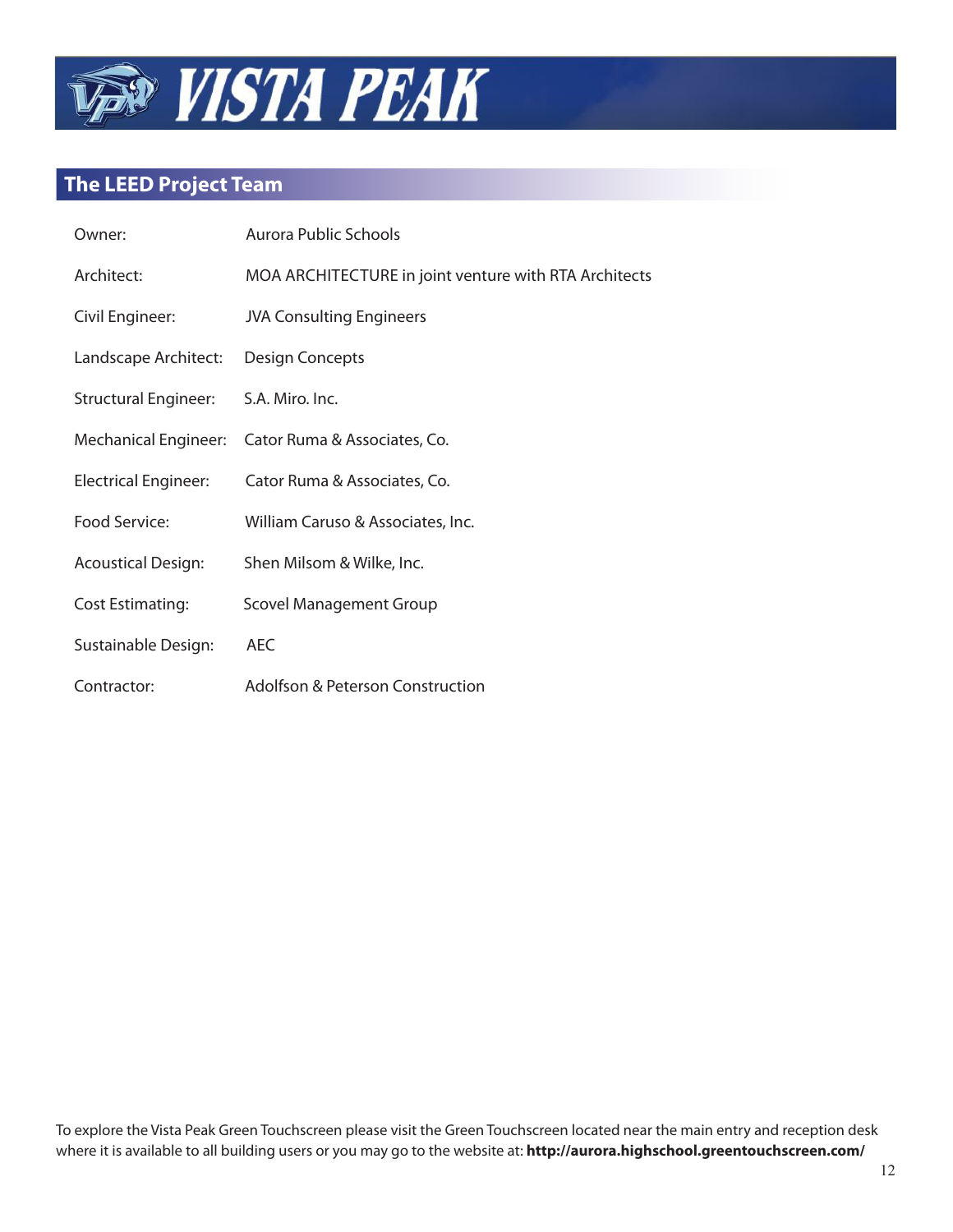## The LEED Project Team

| | |
|---|---|
| Owner: | Aurora Public Schools |
| Architect: | MOA ARCHITECTURE in joint venture with RTA Architects |
| Civil Engineer: | JVA Consulting Engineers |
| Landscape Architect: | Design Concepts |
| Structural Engineer: | S.A. Miro. Inc. |
| Mechanical Engineer: | Cator Ruma & Associates, Co. |
| Electrical Engineer: | Cator Ruma & Associates, Co. |
| Food Service: | William Caruso & Associates, Inc. |
| Acoustical Design: | Shen Milsom & Wilke, Inc. |
| Cost Estimating: | Scovel Management Group |
| Sustainable Design: | AEC |
| Contractor: | Adolfson & Peterson Construction |

To explore the Vista Peak Green Touchscreen please visit the Green Touchscreen located near the main entry and reception desk where it is available to all building users or you may go to the website at: **http://aurora.highschool.greentouchscreen.com/**